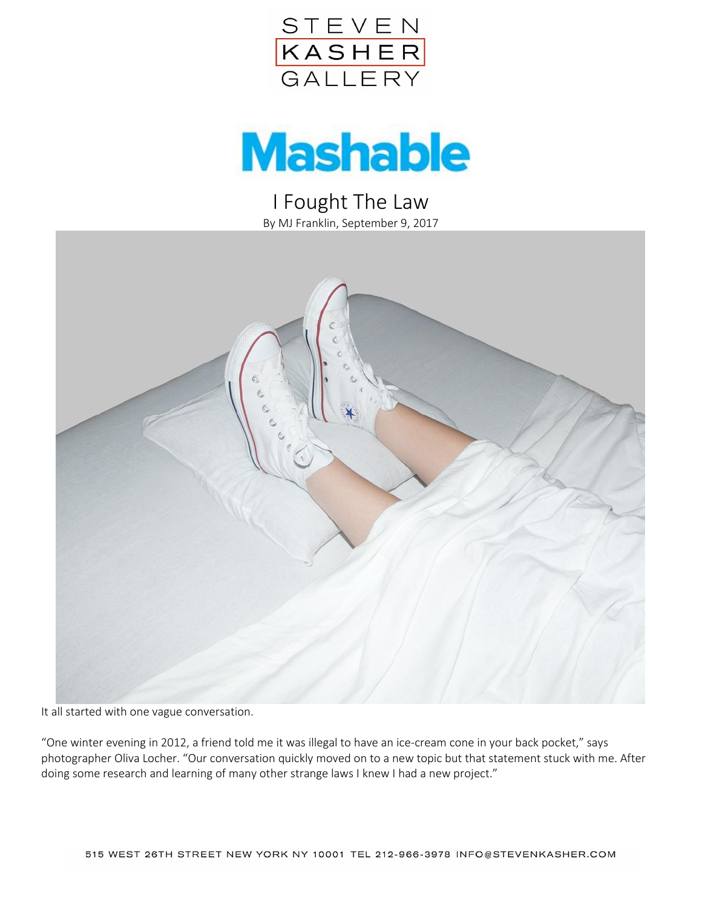STEVEN
KASHER
GALLERY

Mashable

# I Fought The Law

By MJ Franklin, September 9, 2017

It all started with one vague conversation.

"One winter evening in 2012, a friend told me it was illegal to have an ice-cream cone in your back pocket," says photographer Oliva Locher. "Our conversation quickly moved on to a new topic but that statement stuck with me. After doing some research and learning of many other strange laws I knew I had a new project."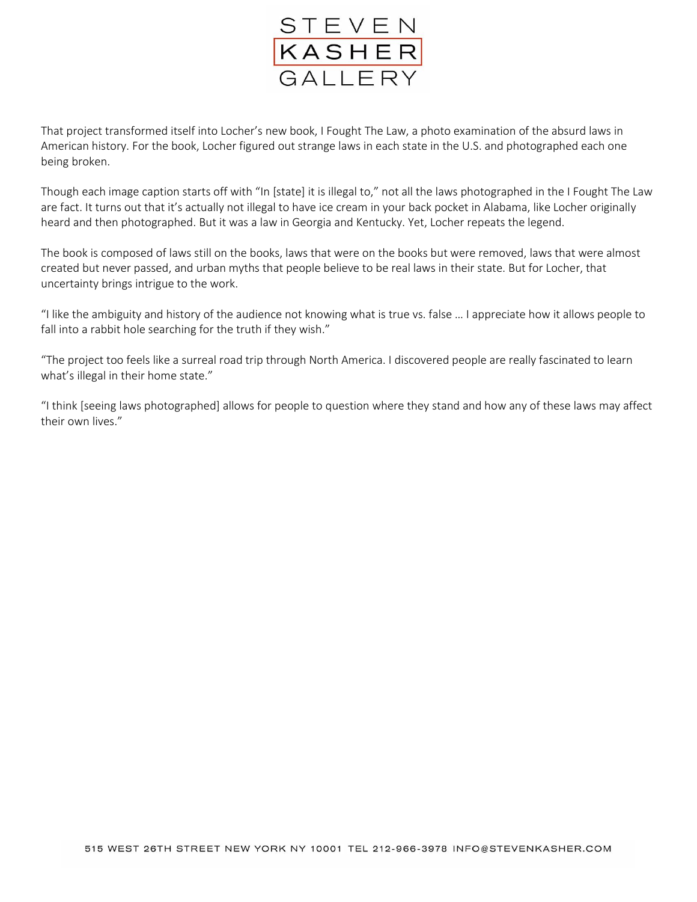That project transformed itself into Locher's new book, I Fought The Law, a photo examination of the absurd laws in American history. For the book, Locher figured out strange laws in each state in the U.S. and photographed each one being broken.

Though each image caption starts off with "In [state] it is illegal to," not all the laws photographed in the I Fought The Law are fact. It turns out that it's actually not illegal to have ice cream in your back pocket in Alabama, like Locher originally heard and then photographed. But it was a law in Georgia and Kentucky. Yet, Locher repeats the legend.

The book is composed of laws still on the books, laws that were on the books but were removed, laws that were almost created but never passed, and urban myths that people believe to be real laws in their state. But for Locher, that uncertainty brings intrigue to the work.

"I like the ambiguity and history of the audience not knowing what is true vs. false … I appreciate how it allows people to fall into a rabbit hole searching for the truth if they wish."

"The project too feels like a surreal road trip through North America. I discovered people are really fascinated to learn what's illegal in their home state."

"I think [seeing laws photographed] allows for people to question where they stand and how any of these laws may affect their own lives."